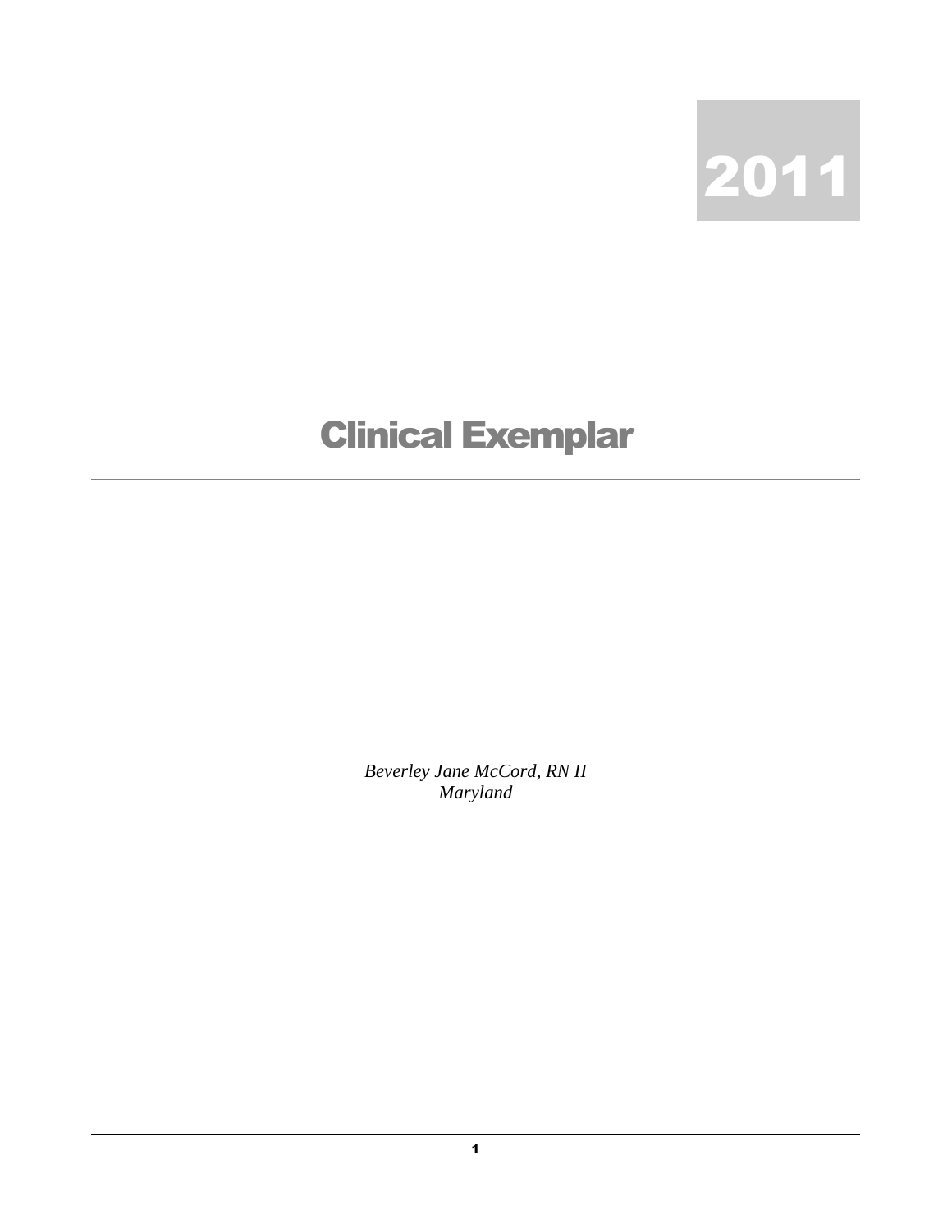2011

# Clinical Exemplar

*Beverley Jane McCord, RN II*
*Maryland*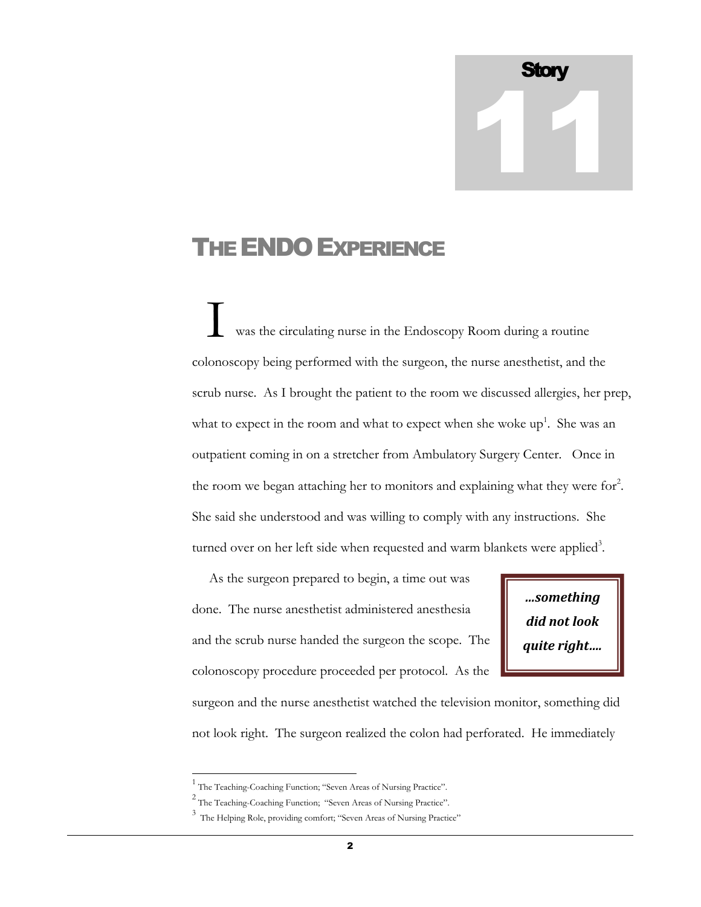# Story 11

## THE ENDO EXPERIENCE

I was the circulating nurse in the Endoscopy Room during a routine colonoscopy being performed with the surgeon, the nurse anesthetist, and the scrub nurse. As I brought the patient to the room we discussed allergies, her prep, what to expect in the room and what to expect when she woke up[1]. She was an outpatient coming in on a stretcher from Ambulatory Surgery Center. Once in the room we began attaching her to monitors and explaining what they were for[2]. She said she understood and was willing to comply with any instructions. She turned over on her left side when requested and warm blankets were applied[3].

As the surgeon prepared to begin, a time out was done. The nurse anesthetist administered anesthesia and the scrub nurse handed the surgeon the scope. The colonoscopy procedure proceeded per protocol. As the surgeon and the nurse anesthetist watched the television monitor, something did not look right. The surgeon realized the colon had perforated. He immediately

> ***...something did not look quite right....***

---

[1] The Teaching-Coaching Function; "Seven Areas of Nursing Practice".

[2] The Teaching-Coaching Function; "Seven Areas of Nursing Practice".

[3] The Helping Role, providing comfort; "Seven Areas of Nursing Practice"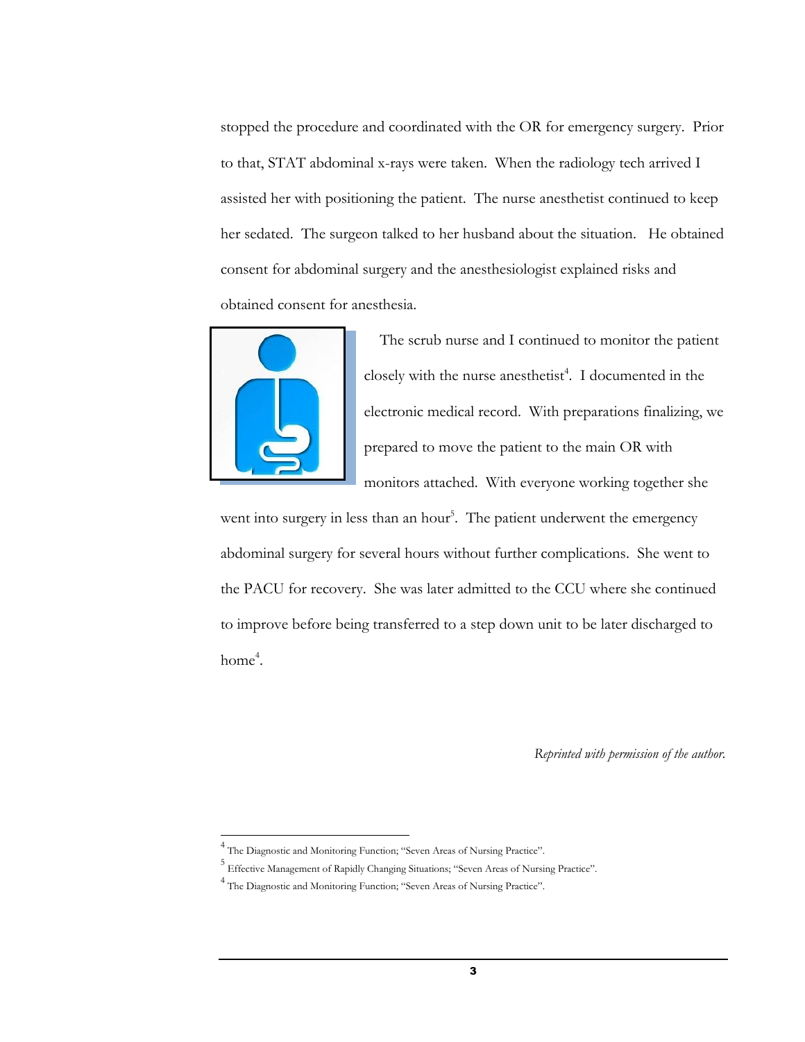stopped the procedure and coordinated with the OR for emergency surgery. Prior to that, STAT abdominal x-rays were taken. When the radiology tech arrived I assisted her with positioning the patient. The nurse anesthetist continued to keep her sedated. The surgeon talked to her husband about the situation. He obtained consent for abdominal surgery and the anesthesiologist explained risks and obtained consent for anesthesia.

The scrub nurse and I continued to monitor the patient closely with the nurse anesthetist[4]. I documented in the electronic medical record. With preparations finalizing, we prepared to move the patient to the main OR with monitors attached. With everyone working together she went into surgery in less than an hour[5]. The patient underwent the emergency abdominal surgery for several hours without further complications. She went to the PACU for recovery. She was later admitted to the CCU where she continued to improve before being transferred to a step down unit to be later discharged to home[4].

*Reprinted with permission of the author.*

---

[4] The Diagnostic and Monitoring Function; "Seven Areas of Nursing Practice".

[5] Effective Management of Rapidly Changing Situations; "Seven Areas of Nursing Practice".

[4] The Diagnostic and Monitoring Function; "Seven Areas of Nursing Practice".